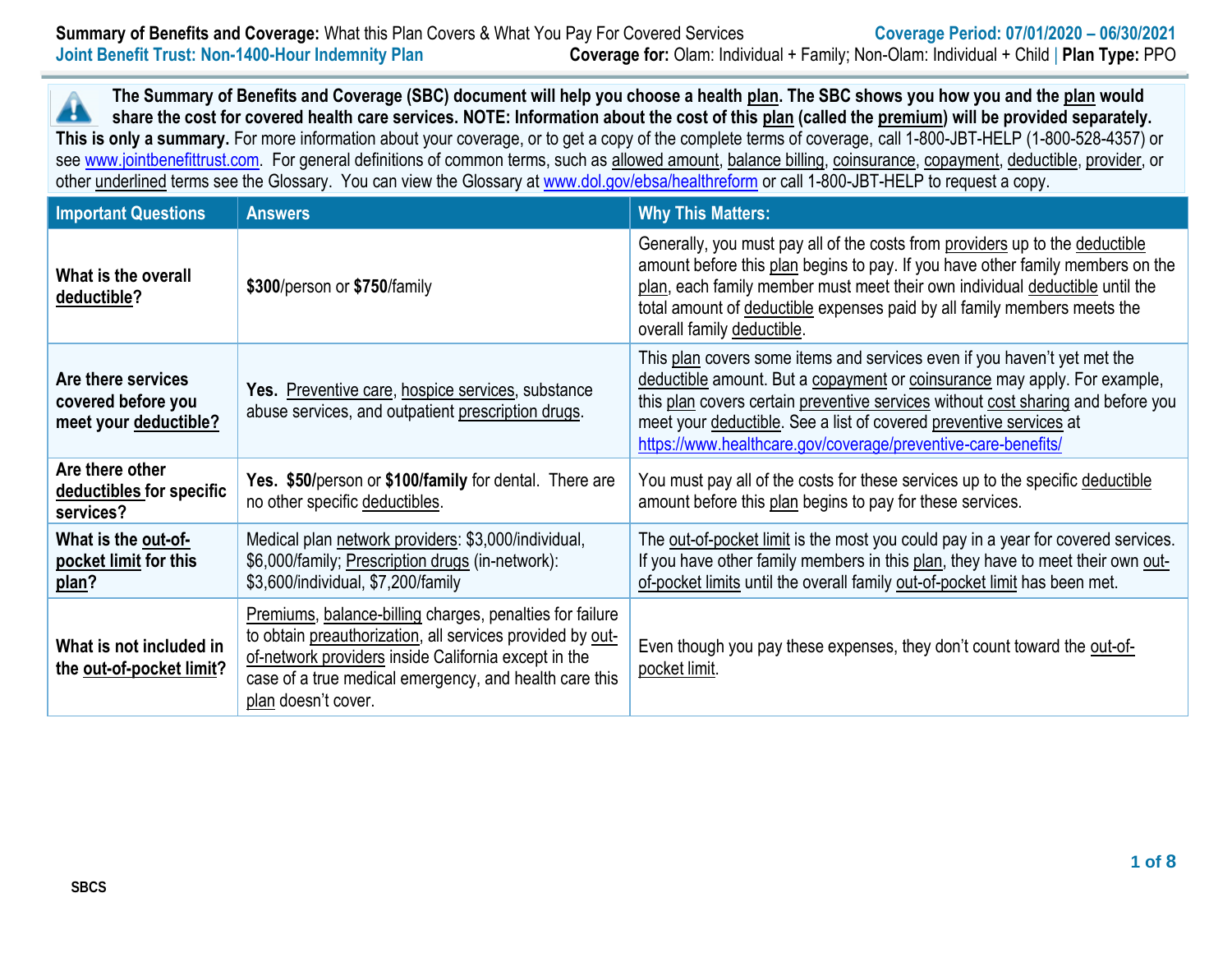**Summary of Benefits and Coverage:** What this Plan Covers & What You Pay For Covered Services

**Coverage Period: 07/01/2020 – 06/30/2021**

**Joint Benefit Trust: Non-1400-Hour Indemnity Plan**

**Coverage for:** Olam: Individual + Family; Non-Olam: Individual + Child | **Plan Type:** PPO

**The Summary of Benefits and Coverage (SBC) document will help you choose a health plan. The SBC shows you how you and the plan would share the cost for covered health care services. NOTE: Information about the cost of this plan (called the premium) will be provided separately. This is only a summary.** For more information about your coverage, or to get a copy of the complete terms of coverage, call 1-800-JBT-HELP (1-800-528-4357) or see www.jointbenefittrust.com. For general definitions of common terms, such as allowed amount, balance billing, coinsurance, copayment, deductible, provider, or other underlined terms see the Glossary. You can view the Glossary at www.dol.gov/ebsa/healthreform or call 1-800-JBT-HELP to request a copy.

| Important Questions | Answers | Why This Matters: |
|---|---|---|
| **What is the overall deductible?** | **$300**/person or **$750**/family | Generally, you must pay all of the costs from providers up to the deductible amount before this plan begins to pay. If you have other family members on the plan, each family member must meet their own individual deductible until the total amount of deductible expenses paid by all family members meets the overall family deductible. |
| **Are there services covered before you meet your deductible?** | **Yes.** Preventive care, hospice services, substance abuse services, and outpatient prescription drugs. | This plan covers some items and services even if you haven't yet met the deductible amount. But a copayment or coinsurance may apply. For example, this plan covers certain preventive services without cost sharing and before you meet your deductible. See a list of covered preventive services at https://www.healthcare.gov/coverage/preventive-care-benefits/ |
| **Are there other deductibles for specific services?** | **Yes. $50/**person or **$100/family** for dental. There are no other specific deductibles. | You must pay all of the costs for these services up to the specific deductible amount before this plan begins to pay for these services. |
| **What is the out-of-pocket limit for this plan?** | Medical plan network providers: $3,000/individual, $6,000/family; Prescription drugs (in-network): $3,600/individual, $7,200/family | The out-of-pocket limit is the most you could pay in a year for covered services. If you have other family members in this plan, they have to meet their own out-of-pocket limits until the overall family out-of-pocket limit has been met. |
| **What is not included in the out-of-pocket limit?** | Premiums, balance-billing charges, penalties for failure to obtain preauthorization, all services provided by out-of-network providers inside California except in the case of a true medical emergency, and health care this plan doesn't cover. | Even though you pay these expenses, they don't count toward the out-of-pocket limit. |

SBCS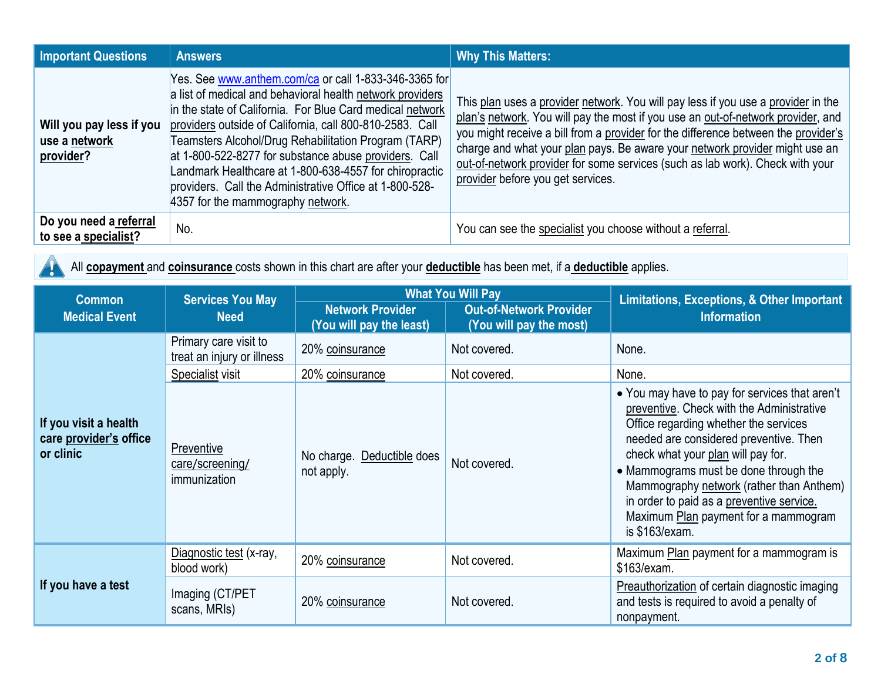| Important Questions | Answers | Why This Matters: |
|---|---|---|
| **Will you pay less if you use a network provider?** | Yes. See www.anthem.com/ca or call 1-833-346-3365 for a list of medical and behavioral health network providers in the state of California. For Blue Card medical network providers outside of California, call 800-810-2583. Call Teamsters Alcohol/Drug Rehabilitation Program (TARP) at 1-800-522-8277 for substance abuse providers. Call Landmark Healthcare at 1-800-638-4557 for chiropractic providers. Call the Administrative Office at 1-800-528-4357 for the mammography network. | This plan uses a provider network. You will pay less if you use a provider in the plan's network. You will pay the most if you use an out-of-network provider, and you might receive a bill from a provider for the difference between the provider's charge and what your plan pays. Be aware your network provider might use an out-of-network provider for some services (such as lab work). Check with your provider before you get services. |
| **Do you need a referral to see a specialist?** | No. | You can see the specialist you choose without a referral. |

All **copayment** and **coinsurance** costs shown in this chart are after your **deductible** has been met, if a **deductible** applies.

| Common Medical Event | Services You May Need | What You Will Pay | | Limitations, Exceptions, & Other Important Information |
|---|---|---|---|---|
| | | Network Provider (You will pay the least) | Out-of-Network Provider (You will pay the most) | |
| **If you visit a health care provider's office or clinic** | Primary care visit to treat an injury or illness | 20% coinsurance | Not covered. | None. |
| | Specialist visit | 20% coinsurance | Not covered. | None. |
| | Preventive care/screening/ immunization | No charge. Deductible does not apply. | Not covered. | • You may have to pay for services that aren't preventive. Check with the Administrative Office regarding whether the services needed are considered preventive. Then check what your plan will pay for.<br>• Mammograms must be done through the Mammography network (rather than Anthem) in order to paid as a preventive service. Maximum Plan payment for a mammogram is $163/exam. |
| **If you have a test** | Diagnostic test (x-ray, blood work) | 20% coinsurance | Not covered. | Maximum Plan payment for a mammogram is $163/exam. |
| | Imaging (CT/PET scans, MRIs) | 20% coinsurance | Not covered. | Preauthorization of certain diagnostic imaging and tests is required to avoid a penalty of nonpayment. |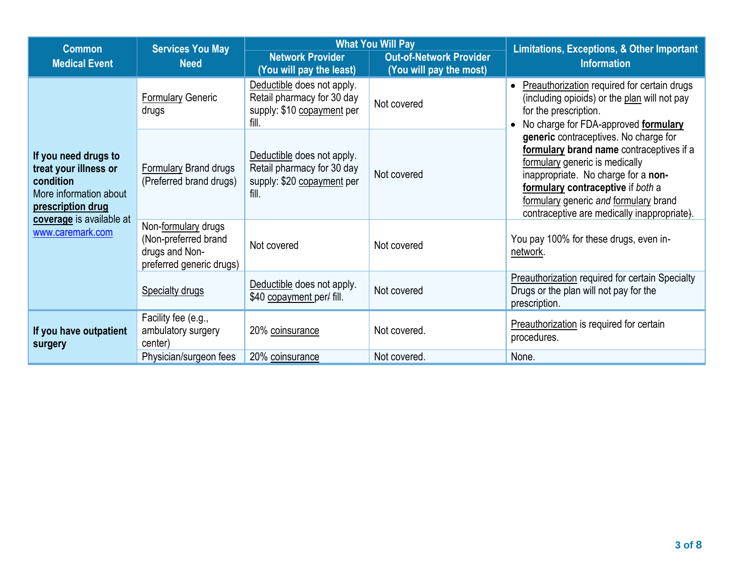| Common Medical Event | Services You May Need | What You Will Pay | | Limitations, Exceptions, & Other Important Information |
|---|---|---|---|---|
| | | Network Provider (You will pay the least) | Out-of-Network Provider (You will pay the most) | |
| **If you need drugs to treat your illness or condition** More information about **prescription drug coverage** is available at www.caremark.com | Formulary Generic drugs | Deductible does not apply. Retail pharmacy for 30 day supply: $10 copayment per fill. | Not covered | • Preauthorization required for certain drugs (including opioids) or the plan will not pay for the prescription. • No charge for FDA-approved **formulary generic** contraceptives. No charge for **formulary brand name** contraceptives if a formulary generic is medically inappropriate. No charge for a **non-formulary contraceptive** if *both* a formulary generic *and* formulary brand contraceptive are medically inappropriate). |
| | Formulary Brand drugs (Preferred brand drugs) | Deductible does not apply. Retail pharmacy for 30 day supply: $20 copayment per fill. | Not covered | |
| | Non-formulary drugs (Non-preferred brand drugs and Non-preferred generic drugs) | Not covered | Not covered | You pay 100% for these drugs, even in-network. |
| | Specialty drugs | Deductible does not apply. $40 copayment per/ fill. | Not covered | Preauthorization required for certain Specialty Drugs or the plan will not pay for the prescription. |
| **If you have outpatient surgery** | Facility fee (e.g., ambulatory surgery center) | 20% coinsurance | Not covered. | Preauthorization is required for certain procedures. |
| | Physician/surgeon fees | 20% coinsurance | Not covered. | None. |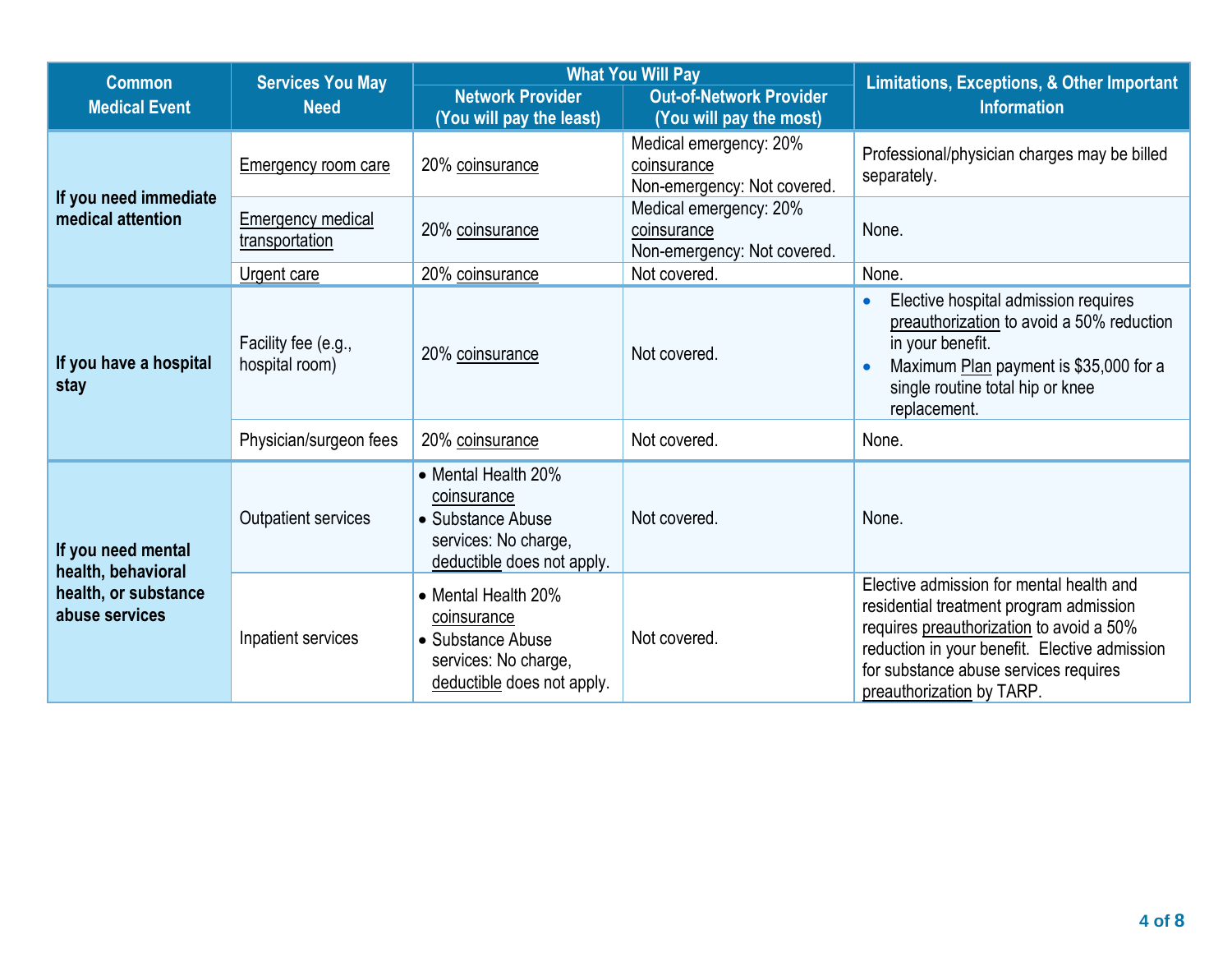| Common Medical Event | Services You May Need | What You Will Pay | | Limitations, Exceptions, & Other Important Information |
|---|---|---|---|---|
| | | Network Provider (You will pay the least) | Out-of-Network Provider (You will pay the most) | |
| If you need immediate medical attention | Emergency room care | 20% coinsurance | Medical emergency: 20% coinsurance<br>Non-emergency: Not covered. | Professional/physician charges may be billed separately. |
| | Emergency medical transportation | 20% coinsurance | Medical emergency: 20% coinsurance<br>Non-emergency: Not covered. | None. |
| | Urgent care | 20% coinsurance | Not covered. | None. |
| If you have a hospital stay | Facility fee (e.g., hospital room) | 20% coinsurance | Not covered. | • Elective hospital admission requires preauthorization to avoid a 50% reduction in your benefit.<br>• Maximum Plan payment is $35,000 for a single routine total hip or knee replacement. |
| | Physician/surgeon fees | 20% coinsurance | Not covered. | None. |
| If you need mental health, behavioral health, or substance abuse services | Outpatient services | • Mental Health 20% coinsurance<br>• Substance Abuse services: No charge, deductible does not apply. | Not covered. | None. |
| | Inpatient services | • Mental Health 20% coinsurance<br>• Substance Abuse services: No charge, deductible does not apply. | Not covered. | Elective admission for mental health and residential treatment program admission requires preauthorization to avoid a 50% reduction in your benefit. Elective admission for substance abuse services requires preauthorization by TARP. |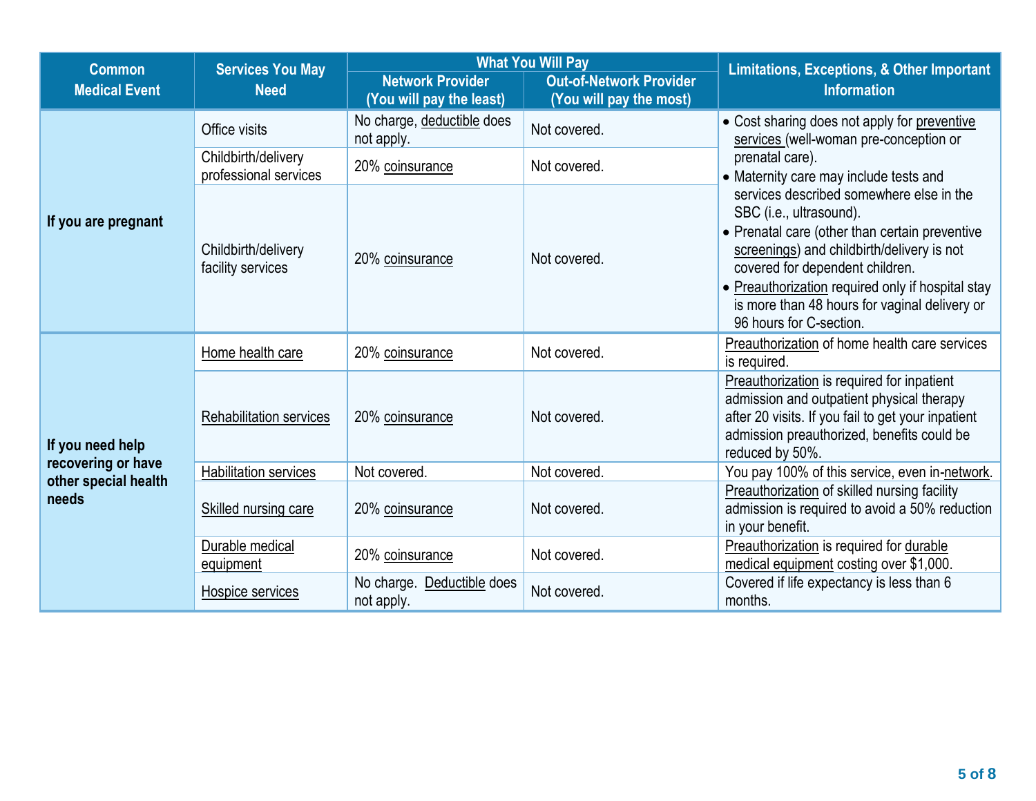| Common Medical Event | Services You May Need | What You Will Pay | | Limitations, Exceptions, & Other Important Information |
|---|---|---|---|---|
| | | Network Provider (You will pay the least) | Out-of-Network Provider (You will pay the most) | |
| **If you are pregnant** | Office visits | No charge, deductible does not apply. | Not covered. | • Cost sharing does not apply for preventive services (well-woman pre-conception or prenatal care). • Maternity care may include tests and services described somewhere else in the SBC (i.e., ultrasound). • Prenatal care (other than certain preventive screenings) and childbirth/delivery is not covered for dependent children. • Preauthorization required only if hospital stay is more than 48 hours for vaginal delivery or 96 hours for C-section. |
| | Childbirth/delivery professional services | 20% coinsurance | Not covered. | |
| | Childbirth/delivery facility services | 20% coinsurance | Not covered. | |
| **If you need help recovering or have other special health needs** | Home health care | 20% coinsurance | Not covered. | Preauthorization of home health care services is required. |
| | Rehabilitation services | 20% coinsurance | Not covered. | Preauthorization is required for inpatient admission and outpatient physical therapy after 20 visits. If you fail to get your inpatient admission preauthorized, benefits could be reduced by 50%. |
| | Habilitation services | Not covered. | Not covered. | You pay 100% of this service, even in-network. |
| | Skilled nursing care | 20% coinsurance | Not covered. | Preauthorization of skilled nursing facility admission is required to avoid a 50% reduction in your benefit. |
| | Durable medical equipment | 20% coinsurance | Not covered. | Preauthorization is required for durable medical equipment costing over $1,000. |
| | Hospice services | No charge. Deductible does not apply. | Not covered. | Covered if life expectancy is less than 6 months. |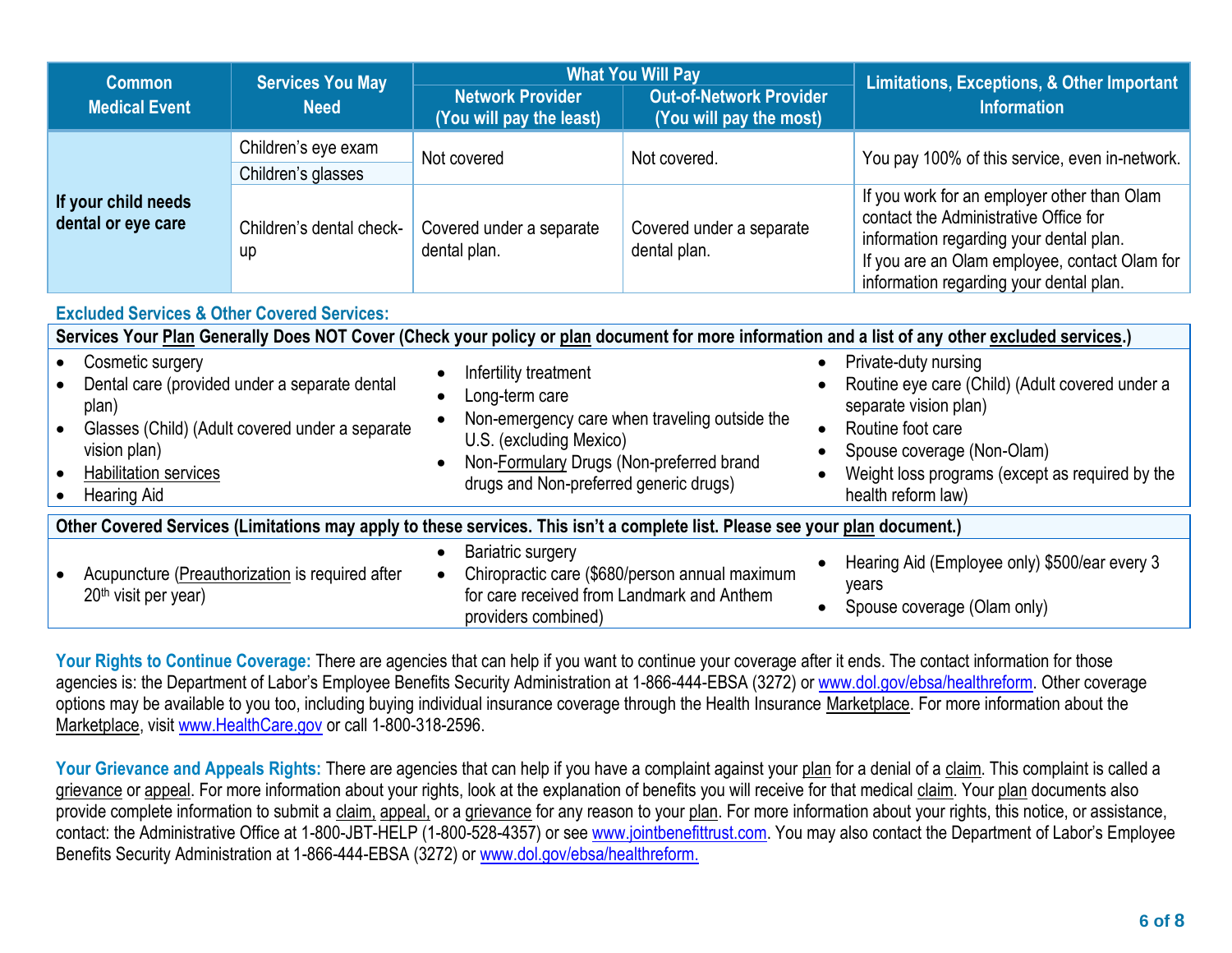| Common Medical Event | Services You May Need | What You Will Pay | | Limitations, Exceptions, & Other Important Information |
|---|---|---|---|---|
| | | Network Provider (You will pay the least) | Out-of-Network Provider (You will pay the most) | |
| If your child needs dental or eye care | Children's eye exam | Not covered | Not covered. | You pay 100% of this service, even in-network. |
| | Children's glasses | | | |
| | Children's dental check-up | Covered under a separate dental plan. | Covered under a separate dental plan. | If you work for an employer other than Olam contact the Administrative Office for information regarding your dental plan. If you are an Olam employee, contact Olam for information regarding your dental plan. |

### Excluded Services & Other Covered Services:

**Services Your Plan Generally Does NOT Cover (Check your policy or plan document for more information and a list of any other excluded services.)**

- Cosmetic surgery
- Dental care (provided under a separate dental plan)
- Glasses (Child) (Adult covered under a separate vision plan)
- Habilitation services
- Hearing Aid
- Infertility treatment
- Long-term care
- Non-emergency care when traveling outside the U.S. (excluding Mexico)
- Non-Formulary Drugs (Non-preferred brand drugs and Non-preferred generic drugs)
- Private-duty nursing
- Routine eye care (Child) (Adult covered under a separate vision plan)
- Routine foot care
- Spouse coverage (Non-Olam)
- Weight loss programs (except as required by the health reform law)

**Other Covered Services (Limitations may apply to these services. This isn't a complete list. Please see your plan document.)**

- Acupuncture (Preauthorization is required after 20th visit per year)
- Bariatric surgery
- Chiropractic care ($680/person annual maximum for care received from Landmark and Anthem providers combined)
- Hearing Aid (Employee only) $500/ear every 3 years
- Spouse coverage (Olam only)

**Your Rights to Continue Coverage:** There are agencies that can help if you want to continue your coverage after it ends. The contact information for those agencies is: the Department of Labor's Employee Benefits Security Administration at 1-866-444-EBSA (3272) or www.dol.gov/ebsa/healthreform. Other coverage options may be available to you too, including buying individual insurance coverage through the Health Insurance Marketplace. For more information about the Marketplace, visit www.HealthCare.gov or call 1-800-318-2596.

**Your Grievance and Appeals Rights:** There are agencies that can help if you have a complaint against your plan for a denial of a claim. This complaint is called a grievance or appeal. For more information about your rights, look at the explanation of benefits you will receive for that medical claim. Your plan documents also provide complete information to submit a claim, appeal, or a grievance for any reason to your plan. For more information about your rights, this notice, or assistance, contact: the Administrative Office at 1-800-JBT-HELP (1-800-528-4357) or see www.jointbenefittrust.com. You may also contact the Department of Labor's Employee Benefits Security Administration at 1-866-444-EBSA (3272) or www.dol.gov/ebsa/healthreform.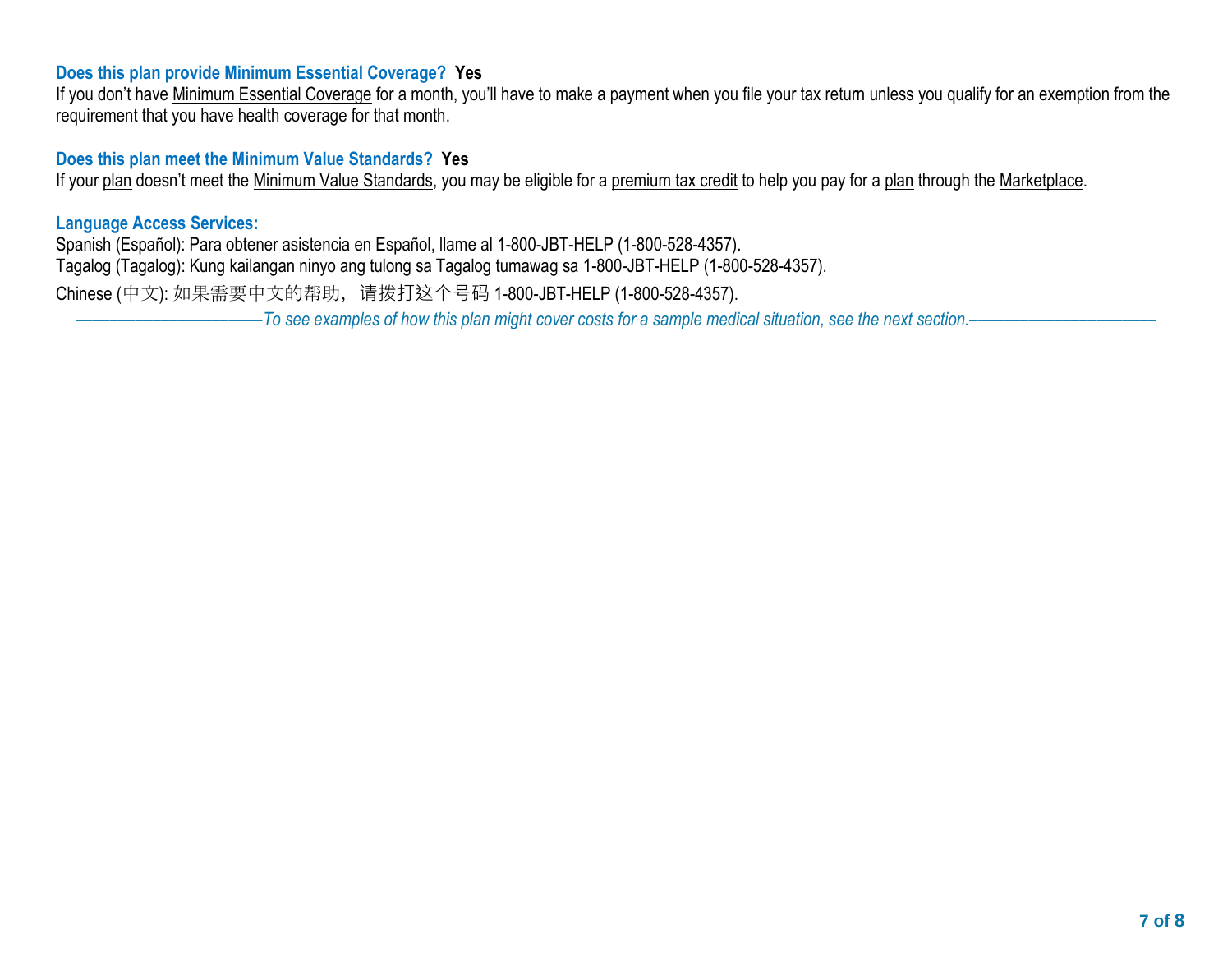**Does this plan provide Minimum Essential Coverage? Yes**

If you don't have Minimum Essential Coverage for a month, you'll have to make a payment when you file your tax return unless you qualify for an exemption from the requirement that you have health coverage for that month.

**Does this plan meet the Minimum Value Standards? Yes**

If your plan doesn't meet the Minimum Value Standards, you may be eligible for a premium tax credit to help you pay for a plan through the Marketplace.

**Language Access Services:**

Spanish (Español): Para obtener asistencia en Español, llame al 1-800-JBT-HELP (1-800-528-4357).
Tagalog (Tagalog): Kung kailangan ninyo ang tulong sa Tagalog tumawag sa 1-800-JBT-HELP (1-800-528-4357).
Chinese (中文): 如果需要中文的帮助，请拨打这个号码 1-800-JBT-HELP (1-800-528-4357).

*——————————————To see examples of how this plan might cover costs for a sample medical situation, see the next section.——————————————*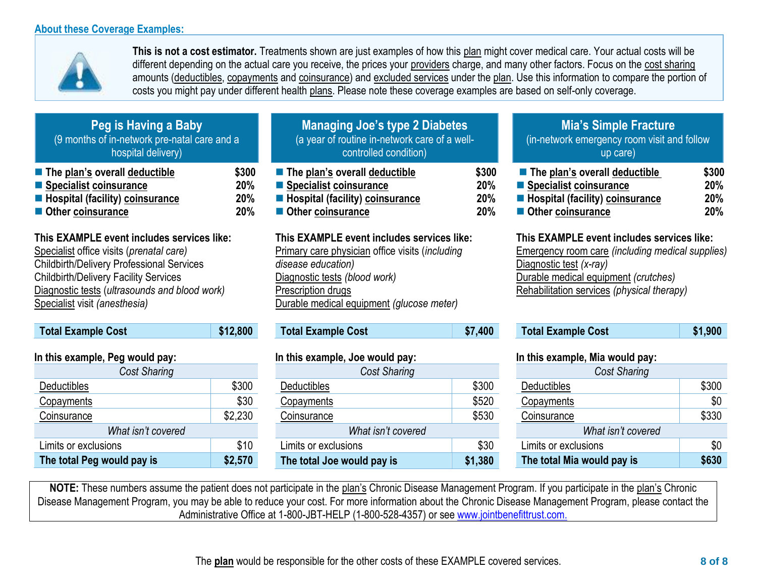## About these Coverage Examples:

**This is not a cost estimator.** Treatments shown are just examples of how this plan might cover medical care. Your actual costs will be different depending on the actual care you receive, the prices your providers charge, and many other factors. Focus on the cost sharing amounts (deductibles, copayments and coinsurance) and excluded services under the plan. Use this information to compare the portion of costs you might pay under different health plans. Please note these coverage examples are based on self-only coverage.

### Peg is Having a Baby
(9 months of in-network pre-natal care and a hospital delivery)

- **The plan's overall deductible** — **$300**
- **Specialist coinsurance** — **20%**
- **Hospital (facility) coinsurance** — **20%**
- **Other coinsurance** — **20%**

**This EXAMPLE event includes services like:**
Specialist office visits (*prenatal care)*
Childbirth/Delivery Professional Services
Childbirth/Delivery Facility Services
Diagnostic tests (*ultrasounds and blood work)*
Specialist visit *(anesthesia)*

| **Total Example Cost** | **$12,800** |
|---|---|

**In this example, Peg would pay:**

| *Cost Sharing* | |
|---|---|
| Deductibles | $300 |
| Copayments | $30 |
| Coinsurance | $2,230 |
| *What isn't covered* | |
| Limits or exclusions | $10 |
| **The total Peg would pay is** | **$2,570** |

### Managing Joe's type 2 Diabetes
(a year of routine in-network care of a well-controlled condition)

- **The plan's overall deductible** — **$300**
- **Specialist coinsurance** — **20%**
- **Hospital (facility) coinsurance** — **20%**
- **Other coinsurance** — **20%**

**This EXAMPLE event includes services like:**
Primary care physician office visits (*including disease education)*
Diagnostic tests *(blood work)*
Prescription drugs
Durable medical equipment *(glucose meter)*

| **Total Example Cost** | **$7,400** |
|---|---|

**In this example, Joe would pay:**

| *Cost Sharing* | |
|---|---|
| Deductibles | $300 |
| Copayments | $520 |
| Coinsurance | $530 |
| *What isn't covered* | |
| Limits or exclusions | $30 |
| **The total Joe would pay is** | **$1,380** |

### Mia's Simple Fracture
(in-network emergency room visit and follow up care)

- **The plan's overall deductible** — **$300**
- **Specialist coinsurance** — **20%**
- **Hospital (facility) coinsurance** — **20%**
- **Other coinsurance** — **20%**

**This EXAMPLE event includes services like:**
Emergency room care *(including medical supplies)*
Diagnostic test *(x-ray)*
Durable medical equipment *(crutches)*
Rehabilitation services *(physical therapy)*

| **Total Example Cost** | **$1,900** |
|---|---|

**In this example, Mia would pay:**

| *Cost Sharing* | |
|---|---|
| Deductibles | $300 |
| Copayments | $0 |
| Coinsurance | $330 |
| *What isn't covered* | |
| Limits or exclusions | $0 |
| **The total Mia would pay is** | **$630** |

**NOTE:** These numbers assume the patient does not participate in the plan's Chronic Disease Management Program. If you participate in the plan's Chronic Disease Management Program, you may be able to reduce your cost. For more information about the Chronic Disease Management Program, please contact the Administrative Office at 1-800-JBT-HELP (1-800-528-4357) or see www.jointbenefittrust.com.

The **plan** would be responsible for the other costs of these EXAMPLE covered services.